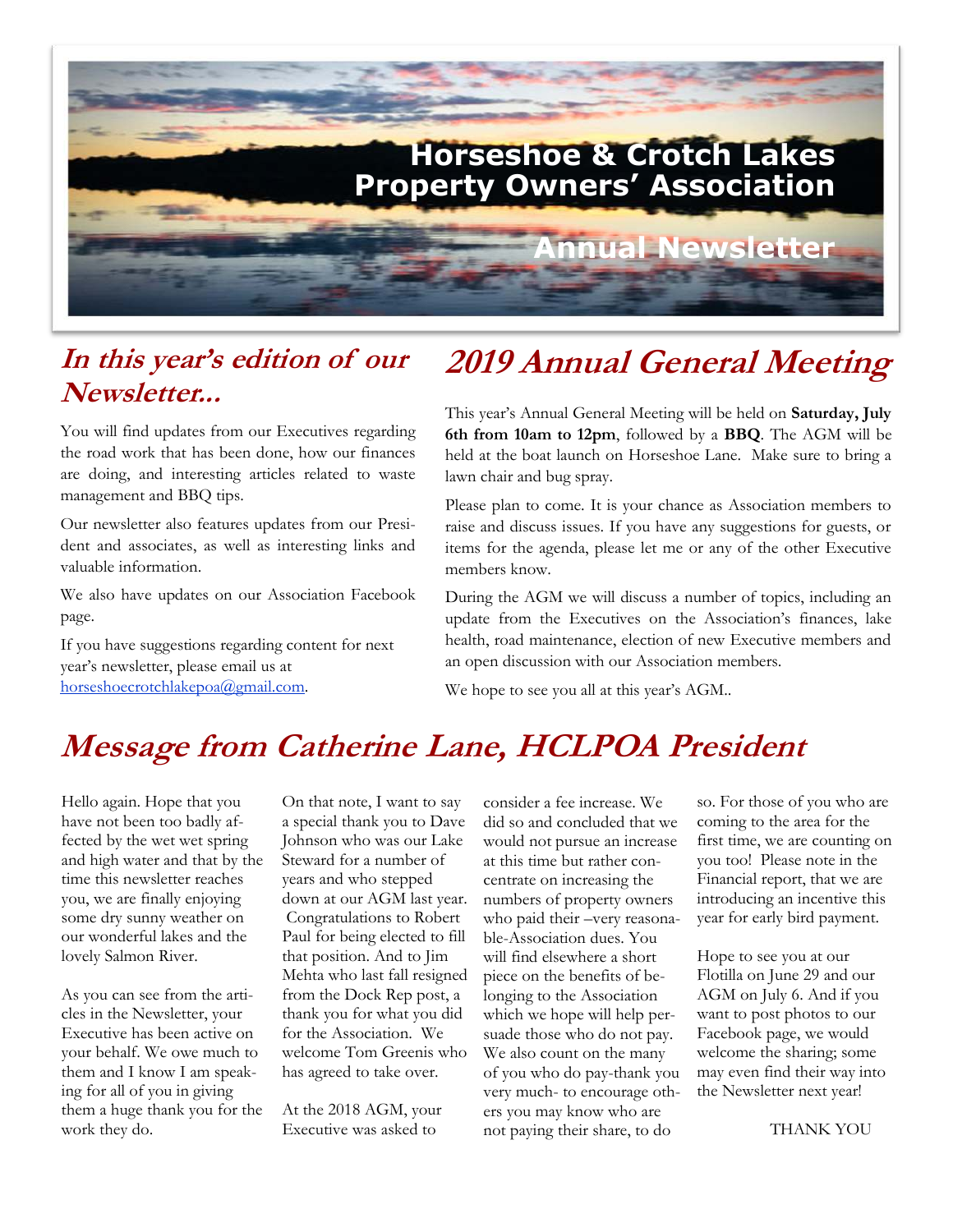# Horseshoe & Crotch Lakes Property Owners' Association

## Annual Newsletter

## *In this year's edition of our Newsletter...*

You will find updates from our Executives regarding the road work that has been done, how our finances are doing, and interesting articles related to waste management and BBQ tips.

Our newsletter also features updates from our President and associates, as well as interesting links and valuable information.

We also have updates on our Association Facebook page.

If you have suggestions regarding content for next year's newsletter, please email us at horseshoecrotchlakepoa@gmail.com.

## *2019 Annual General Meeting*

This year's Annual General Meeting will be held on **Saturday, July 6th from 10am to 12pm**, followed by a **BBQ**. The AGM will be held at the boat launch on Horseshoe Lane. Make sure to bring a lawn chair and bug spray.

Please plan to come. It is your chance as Association members to raise and discuss issues. If you have any suggestions for guests, or items for the agenda, please let me or any of the other Executive members know.

During the AGM we will discuss a number of topics, including an update from the Executives on the Association's finances, lake health, road maintenance, election of new Executive members and an open discussion with our Association members.

We hope to see you all at this year's AGM..

## *Message from Catherine Lane, HCLPOA President*

Hello again. Hope that you have not been too badly affected by the wet wet spring and high water and that by the time this newsletter reaches you, we are finally enjoying some dry sunny weather on our wonderful lakes and the lovely Salmon River.

As you can see from the articles in the Newsletter, your Executive has been active on your behalf. We owe much to them and I know I am speaking for all of you in giving them a huge thank you for the work they do.

On that note, I want to say a special thank you to Dave Johnson who was our Lake Steward for a number of years and who stepped down at our AGM last year. Congratulations to Robert Paul for being elected to fill that position. And to Jim Mehta who last fall resigned from the Dock Rep post, a thank you for what you did for the Association. We welcome Tom Greenis who has agreed to take over.

At the 2018 AGM, your Executive was asked to consider a fee increase. We did so and concluded that we would not pursue an increase at this time but rather concentrate on increasing the numbers of property owners who paid their –very reasonable-Association dues. You will find elsewhere a short piece on the benefits of belonging to the Association which we hope will help persuade those who do not pay. We also count on the many of you who do pay-thank you very much- to encourage others you may know who are not paying their share, to do so. For those of you who are coming to the area for the first time, we are counting on you too! Please note in the Financial report, that we are introducing an incentive this year for early bird payment.

Hope to see you at our Flotilla on June 29 and our AGM on July 6. And if you want to post photos to our Facebook page, we would welcome the sharing; some may even find their way into the Newsletter next year!

THANK YOU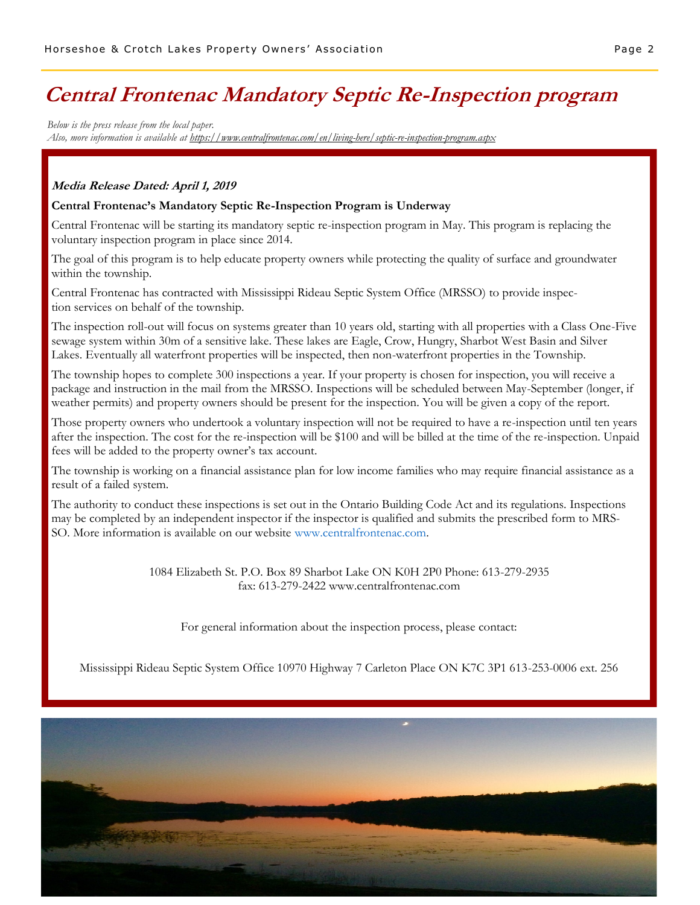# Central Frontenac Mandatory Septic Re-Inspection program

*Below is the press release from the local paper.*
*Also, more information is available at https://www.centralfrontenac.com/en/living-here/septic-re-inspection-program.aspx*

***Media Release Dated: April 1, 2019***

**Central Frontenac's Mandatory Septic Re-Inspection Program is Underway**

Central Frontenac will be starting its mandatory septic re-inspection program in May. This program is replacing the voluntary inspection program in place since 2014.

The goal of this program is to help educate property owners while protecting the quality of surface and groundwater within the township.

Central Frontenac has contracted with Mississippi Rideau Septic System Office (MRSSO) to provide inspection services on behalf of the township.

The inspection roll-out will focus on systems greater than 10 years old, starting with all properties with a Class One-Five sewage system within 30m of a sensitive lake. These lakes are Eagle, Crow, Hungry, Sharbot West Basin and Silver Lakes. Eventually all waterfront properties will be inspected, then non-waterfront properties in the Township.

The township hopes to complete 300 inspections a year. If your property is chosen for inspection, you will receive a package and instruction in the mail from the MRSSO. Inspections will be scheduled between May-September (longer, if weather permits) and property owners should be present for the inspection. You will be given a copy of the report.

Those property owners who undertook a voluntary inspection will not be required to have a re-inspection until ten years after the inspection. The cost for the re-inspection will be $100 and will be billed at the time of the re-inspection. Unpaid fees will be added to the property owner's tax account.

The township is working on a financial assistance plan for low income families who may require financial assistance as a result of a failed system.

The authority to conduct these inspections is set out in the Ontario Building Code Act and its regulations. Inspections may be completed by an independent inspector if the inspector is qualified and submits the prescribed form to MRSSO. More information is available on our website www.centralfrontenac.com.

1084 Elizabeth St. P.O. Box 89 Sharbot Lake ON K0H 2P0 Phone: 613-279-2935
fax: 613-279-2422 www.centralfrontenac.com

For general information about the inspection process, please contact:

Mississippi Rideau Septic System Office 10970 Highway 7 Carleton Place ON K7C 3P1 613-253-0006 ext. 256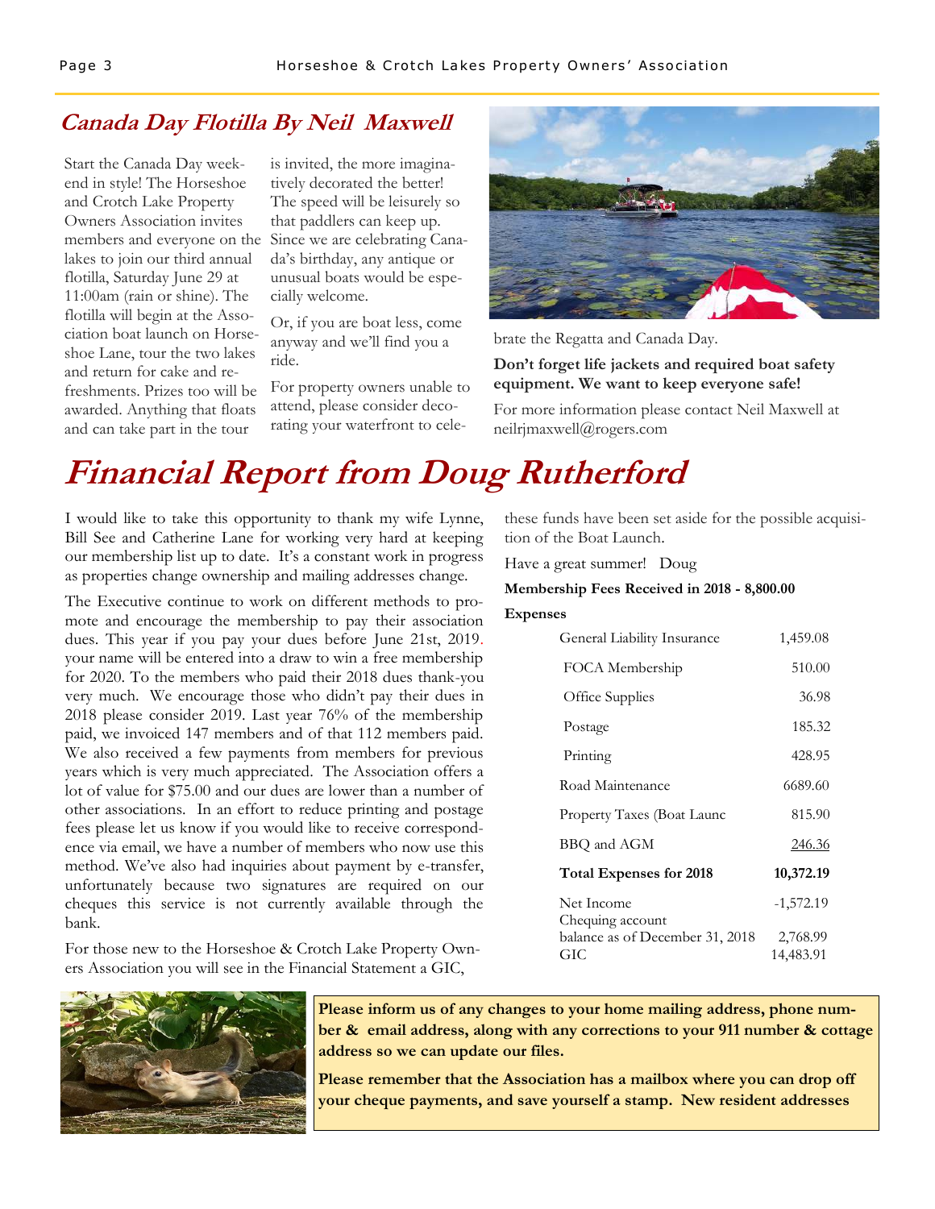## Canada Day Flotilla By Neil Maxwell

Start the Canada Day weekend in style! The Horseshoe and Crotch Lake Property Owners Association invites members and everyone on the lakes to join our third annual flotilla, Saturday June 29 at 11:00am (rain or shine). The flotilla will begin at the Association boat launch on Horseshoe Lane, tour the two lakes and return for cake and refreshments. Prizes too will be awarded. Anything that floats and can take part in the tour is invited, the more imaginatively decorated the better! The speed will be leisurely so that paddlers can keep up. Since we are celebrating Canada's birthday, any antique or unusual boats would be especially welcome.

Or, if you are boat less, come anyway and we'll find you a ride.

For property owners unable to attend, please consider decorating your waterfront to celebrate the Regatta and Canada Day.

**Don't forget life jackets and required boat safety equipment. We want to keep everyone safe!**

For more information please contact Neil Maxwell at neilrjmaxwell@rogers.com

# Financial Report from Doug Rutherford

I would like to take this opportunity to thank my wife Lynne, Bill See and Catherine Lane for working very hard at keeping our membership list up to date. It's a constant work in progress as properties change ownership and mailing addresses change.

The Executive continue to work on different methods to promote and encourage the membership to pay their association dues. This year if you pay your dues before June 21st, 2019. your name will be entered into a draw to win a free membership for 2020. To the members who paid their 2018 dues thank-you very much. We encourage those who didn't pay their dues in 2018 please consider 2019. Last year 76% of the membership paid, we invoiced 147 members and of that 112 members paid. We also received a few payments from members for previous years which is very much appreciated. The Association offers a lot of value for $75.00 and our dues are lower than a number of other associations. In an effort to reduce printing and postage fees please let us know if you would like to receive correspondence via email, we have a number of members who now use this method. We've also had inquiries about payment by e-transfer, unfortunately because two signatures are required on our cheques this service is not currently available through the bank.

For those new to the Horseshoe & Crotch Lake Property Owners Association you will see in the Financial Statement a GIC, these funds have been set aside for the possible acquisition of the Boat Launch.

Have a great summer! Doug

**Membership Fees Received in 2018 - 8,800.00**

**Expenses**

| | |
|---|---|
| General Liability Insurance | 1,459.08 |
| FOCA Membership | 510.00 |
| Office Supplies | 36.98 |
| Postage | 185.32 |
| Printing | 428.95 |
| Road Maintenance | 6689.60 |
| Property Taxes (Boat Launc | 815.90 |
| BBQ and AGM | 246.36 |
| **Total Expenses for 2018** | **10,372.19** |
| Net Income | -1,572.19 |
| Chequing account balance as of December 31, 2018 | 2,768.99 |
| GIC | 14,483.91 |

**Please inform us of any changes to your home mailing address, phone number & email address, along with any corrections to your 911 number & cottage address so we can update our files.**

**Please remember that the Association has a mailbox where you can drop off your cheque payments, and save yourself a stamp. New resident addresses**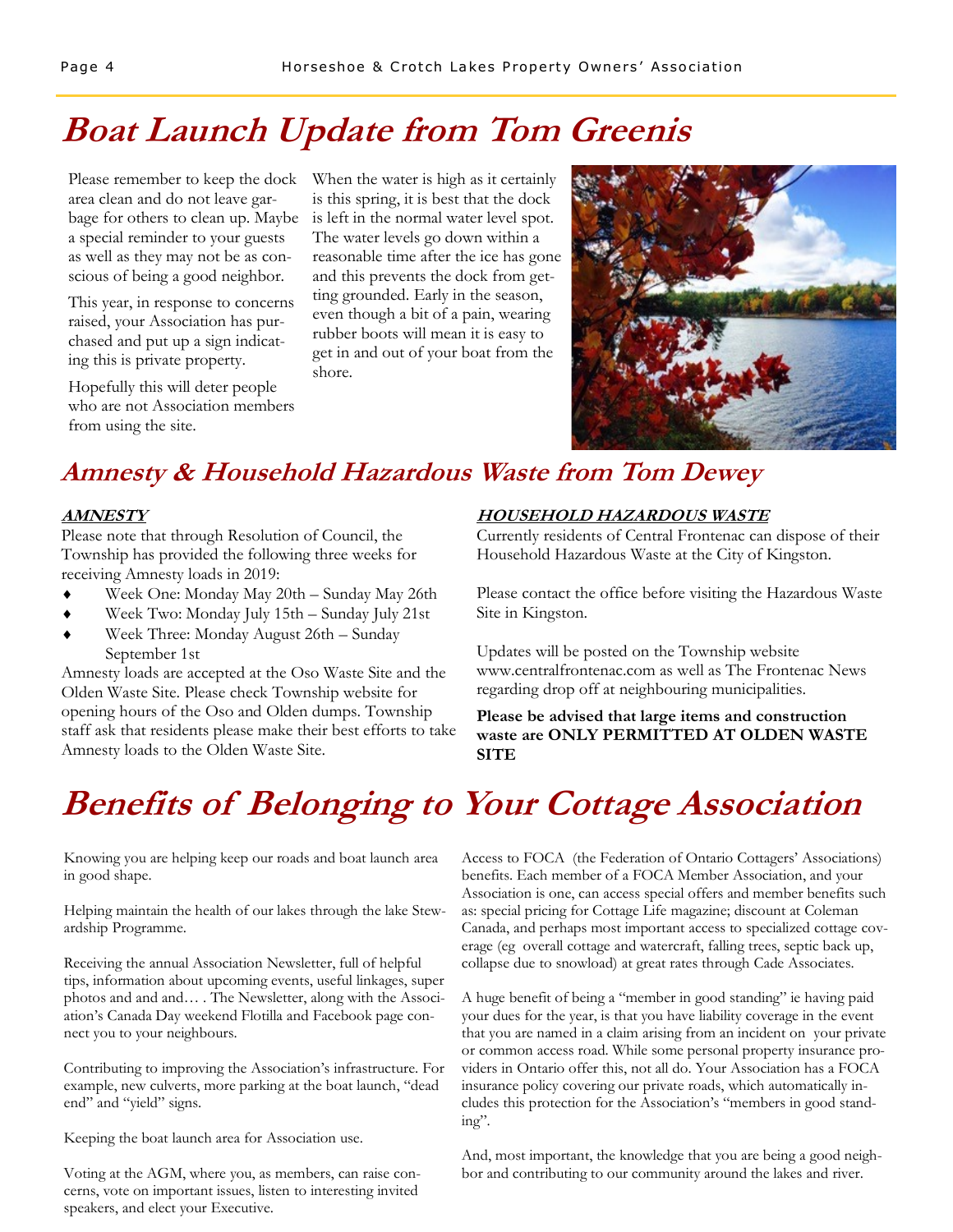# Boat Launch Update from Tom Greenis

Please remember to keep the dock area clean and do not leave garbage for others to clean up. Maybe a special reminder to your guests as well as they may not be as conscious of being a good neighbor.

This year, in response to concerns raised, your Association has purchased and put up a sign indicating this is private property.

Hopefully this will deter people who are not Association members from using the site.

When the water is high as it certainly is this spring, it is best that the dock is left in the normal water level spot. The water levels go down within a reasonable time after the ice has gone and this prevents the dock from getting grounded. Early in the season, even though a bit of a pain, wearing rubber boots will mean it is easy to get in and out of your boat from the shore.

## Amnesty & Household Hazardous Waste from Tom Dewey

**AMNESTY**

Please note that through Resolution of Council, the Township has provided the following three weeks for receiving Amnesty loads in 2019:

- Week One: Monday May 20th – Sunday May 26th
- Week Two: Monday July 15th – Sunday July 21st
- Week Three: Monday August 26th – Sunday September 1st

Amnesty loads are accepted at the Oso Waste Site and the Olden Waste Site. Please check Township website for opening hours of the Oso and Olden dumps. Township staff ask that residents please make their best efforts to take Amnesty loads to the Olden Waste Site.

**HOUSEHOLD HAZARDOUS WASTE**

Currently residents of Central Frontenac can dispose of their Household Hazardous Waste at the City of Kingston.

Please contact the office before visiting the Hazardous Waste Site in Kingston.

Updates will be posted on the Township website www.centralfrontenac.com as well as The Frontenac News regarding drop off at neighbouring municipalities.

**Please be advised that large items and construction waste are ONLY PERMITTED AT OLDEN WASTE SITE**

# Benefits of Belonging to Your Cottage Association

Knowing you are helping keep our roads and boat launch area in good shape.

Helping maintain the health of our lakes through the lake Stewardship Programme.

Receiving the annual Association Newsletter, full of helpful tips, information about upcoming events, useful linkages, super photos and and and… . The Newsletter, along with the Association's Canada Day weekend Flotilla and Facebook page connect you to your neighbours.

Contributing to improving the Association's infrastructure. For example, new culverts, more parking at the boat launch, "dead end" and "yield" signs.

Keeping the boat launch area for Association use.

Voting at the AGM, where you, as members, can raise concerns, vote on important issues, listen to interesting invited speakers, and elect your Executive.

Access to FOCA (the Federation of Ontario Cottagers' Associations) benefits. Each member of a FOCA Member Association, and your Association is one, can access special offers and member benefits such as: special pricing for Cottage Life magazine; discount at Coleman Canada, and perhaps most important access to specialized cottage coverage (eg overall cottage and watercraft, falling trees, septic back up, collapse due to snowload) at great rates through Cade Associates.

A huge benefit of being a "member in good standing" ie having paid your dues for the year, is that you have liability coverage in the event that you are named in a claim arising from an incident on your private or common access road. While some personal property insurance providers in Ontario offer this, not all do. Your Association has a FOCA insurance policy covering our private roads, which automatically includes this protection for the Association's "members in good standing".

And, most important, the knowledge that you are being a good neighbor and contributing to our community around the lakes and river.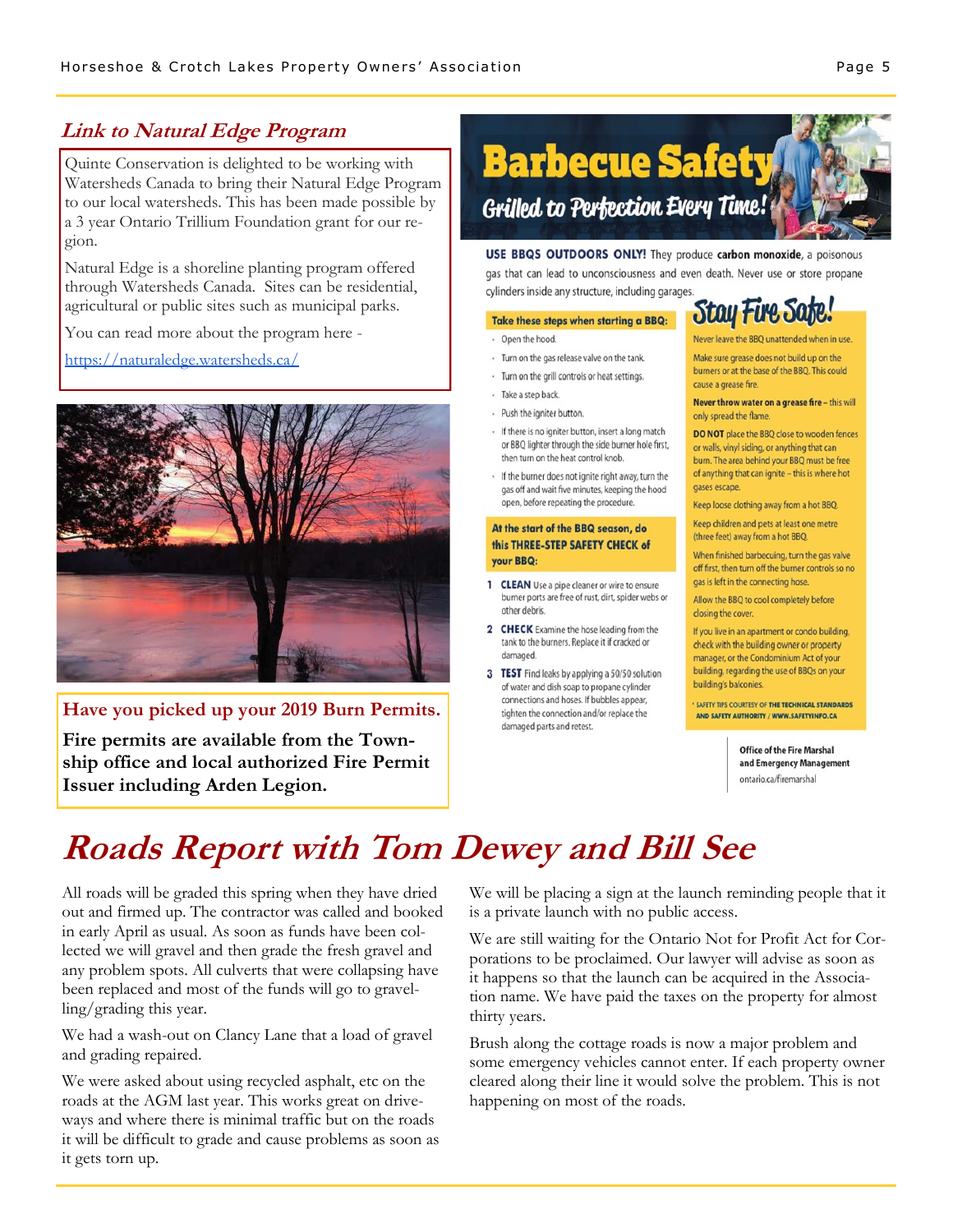## *Link to Natural Edge Program*

Quinte Conservation is delighted to be working with Watersheds Canada to bring their Natural Edge Program to our local watersheds. This has been made possible by a 3 year Ontario Trillium Foundation grant for our region.

Natural Edge is a shoreline planting program offered through Watersheds Canada. Sites can be residential, agricultural or public sites such as municipal parks.

You can read more about the program here -

https://naturaledge.watersheds.ca/

**Have you picked up your 2019 Burn Permits.**

**Fire permits are available from the Township office and local authorized Fire Permit Issuer including Arden Legion.**

## Barbecue Safety

### Grilled to Perfection Every Time!

**USE BBQS OUTDOORS ONLY!** They produce **carbon monoxide**, a poisonous gas that can lead to unconsciousness and even death. Never use or store propane cylinders inside any structure, including garages.

**Take these steps when starting a BBQ:**

- Open the hood.
- Turn on the gas release valve on the tank.
- Turn on the grill controls or heat settings.
- Take a step back.
- Push the igniter button.
- If there is no igniter button, insert a long match or BBQ lighter through the side burner hole first, then turn on the heat control knob.
- If the burner does not ignite right away, turn the gas off and wait five minutes, keeping the hood open, before repeating the procedure.

**At the start of the BBQ season, do this THREE-STEP SAFETY CHECK of your BBQ:**

1. **CLEAN** Use a pipe cleaner or wire to ensure burner ports are free of rust, dirt, spider webs or other debris.
2. **CHECK** Examine the hose leading from the tank to the burners. Replace it if cracked or damaged.
3. **TEST** Find leaks by applying a 50/50 solution of water and dish soap to propane cylinder connections and hoses. If bubbles appear, tighten the connection and/or replace the damaged parts and retest.

**Stay Fire Safe!**

Never leave the BBQ unattended when in use.

Make sure grease does not build up on the burners or at the base of the BBQ. This could cause a grease fire.

**Never throw water on a grease fire** – this will only spread the flame.

**DO NOT** place the BBQ close to wooden fences or walls, vinyl siding, or anything that can burn. The area behind your BBQ must be free of anything that can ignite – this is where hot gases escape.

Keep loose clothing away from a hot BBQ.

Keep children and pets at least one metre (three feet) away from a hot BBQ.

When finished barbecuing, turn the gas valve off first, then turn off the burner controls so no gas is left in the connecting hose.

Allow the BBQ to cool completely before closing the cover.

If you live in an apartment or condo building, check with the building owner or property manager, or the Condominium Act of your building, regarding the use of BBQs on your building's balconies.

* SAFETY TIPS COURTESY OF THE TECHNICAL STANDARDS AND SAFETY AUTHORITY / WWW.SAFETYINFO.CA

Office of the Fire Marshal and Emergency Management
ontario.ca/firemarshal

# *Roads Report with Tom Dewey and Bill See*

All roads will be graded this spring when they have dried out and firmed up. The contractor was called and booked in early April as usual. As soon as funds have been collected we will gravel and then grade the fresh gravel and any problem spots. All culverts that were collapsing have been replaced and most of the funds will go to gravelling/grading this year.

We had a wash-out on Clancy Lane that a load of gravel and grading repaired.

We were asked about using recycled asphalt, etc on the roads at the AGM last year. This works great on driveways and where there is minimal traffic but on the roads it will be difficult to grade and cause problems as soon as it gets torn up.

We will be placing a sign at the launch reminding people that it is a private launch with no public access.

We are still waiting for the Ontario Not for Profit Act for Corporations to be proclaimed. Our lawyer will advise as soon as it happens so that the launch can be acquired in the Association name. We have paid the taxes on the property for almost thirty years.

Brush along the cottage roads is now a major problem and some emergency vehicles cannot enter. If each property owner cleared along their line it would solve the problem. This is not happening on most of the roads.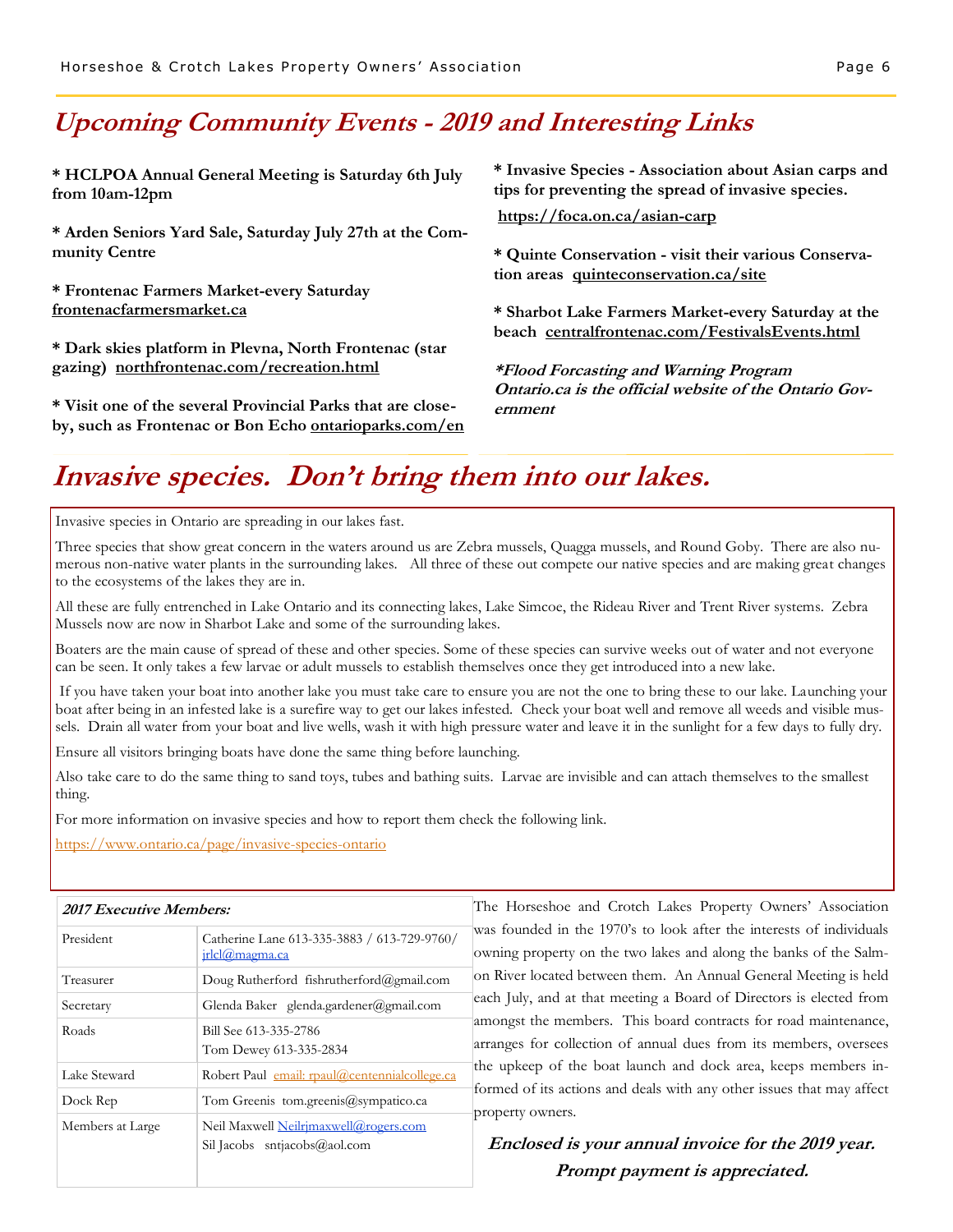## Upcoming Community Events - 2019 and Interesting Links

**\* HCLPOA Annual General Meeting is Saturday 6th July from 10am-12pm**

**\* Arden Seniors Yard Sale, Saturday July 27th at the Community Centre**

**\* Frontenac Farmers Market-every Saturday frontenacfarmersmarket.ca**

**\* Dark skies platform in Plevna, North Frontenac (star gazing) northfrontenac.com/recreation.html**

**\* Visit one of the several Provincial Parks that are close-by, such as Frontenac or Bon Echo ontarioparks.com/en**

**\* Invasive Species - Association about Asian carps and tips for preventing the spread of invasive species.**

**https://foca.on.ca/asian-carp**

**\* Quinte Conservation - visit their various Conservation areas quinteconservation.ca/site**

**\* Sharbot Lake Farmers Market-every Saturday at the beach centralfrontenac.com/FestivalsEvents.html**

***\*Flood Forcasting and Warning Program Ontario.ca is the official website of the Ontario Government***

## Invasive species. Don't bring them into our lakes.

Invasive species in Ontario are spreading in our lakes fast.

Three species that show great concern in the waters around us are Zebra mussels, Quagga mussels, and Round Goby. There are also numerous non-native water plants in the surrounding lakes. All three of these out compete our native species and are making great changes to the ecosystems of the lakes they are in.

All these are fully entrenched in Lake Ontario and its connecting lakes, Lake Simcoe, the Rideau River and Trent River systems. Zebra Mussels now are now in Sharbot Lake and some of the surrounding lakes.

Boaters are the main cause of spread of these and other species. Some of these species can survive weeks out of water and not everyone can be seen. It only takes a few larvae or adult mussels to establish themselves once they get introduced into a new lake.

If you have taken your boat into another lake you must take care to ensure you are not the one to bring these to our lake. Launching your boat after being in an infested lake is a surefire way to get our lakes infested. Check your boat well and remove all weeds and visible mussels. Drain all water from your boat and live wells, wash it with high pressure water and leave it in the sunlight for a few days to fully dry.

Ensure all visitors bringing boats have done the same thing before launching.

Also take care to do the same thing to sand toys, tubes and bathing suits. Larvae are invisible and can attach themselves to the smallest thing.

For more information on invasive species and how to report them check the following link.

https://www.ontario.ca/page/invasive-species-ontario

| ***2017 Executive Members:*** | |
|---|---|
| President | Catherine Lane 613-335-3883 / 613-729-9760/ jrlcl@magma.ca |
| Treasurer | Doug Rutherford fishrutherford@gmail.com |
| Secretary | Glenda Baker glenda.gardener@gmail.com |
| Roads | Bill See 613-335-2786<br>Tom Dewey 613-335-2834 |
| Lake Steward | Robert Paul email: rpaul@centennialcollege.ca |
| Dock Rep | Tom Greenis tom.greenis@sympatico.ca |
| Members at Large | Neil Maxwell Neilrjmaxwell@rogers.com<br>Sil Jacobs sntjacobs@aol.com |

The Horseshoe and Crotch Lakes Property Owners' Association was founded in the 1970's to look after the interests of individuals owning property on the two lakes and along the banks of the Salmon River located between them. An Annual General Meeting is held each July, and at that meeting a Board of Directors is elected from amongst the members. This board contracts for road maintenance, arranges for collection of annual dues from its members, oversees the upkeep of the boat launch and dock area, keeps members informed of its actions and deals with any other issues that may affect property owners.

***Enclosed is your annual invoice for the 2019 year. Prompt payment is appreciated.***